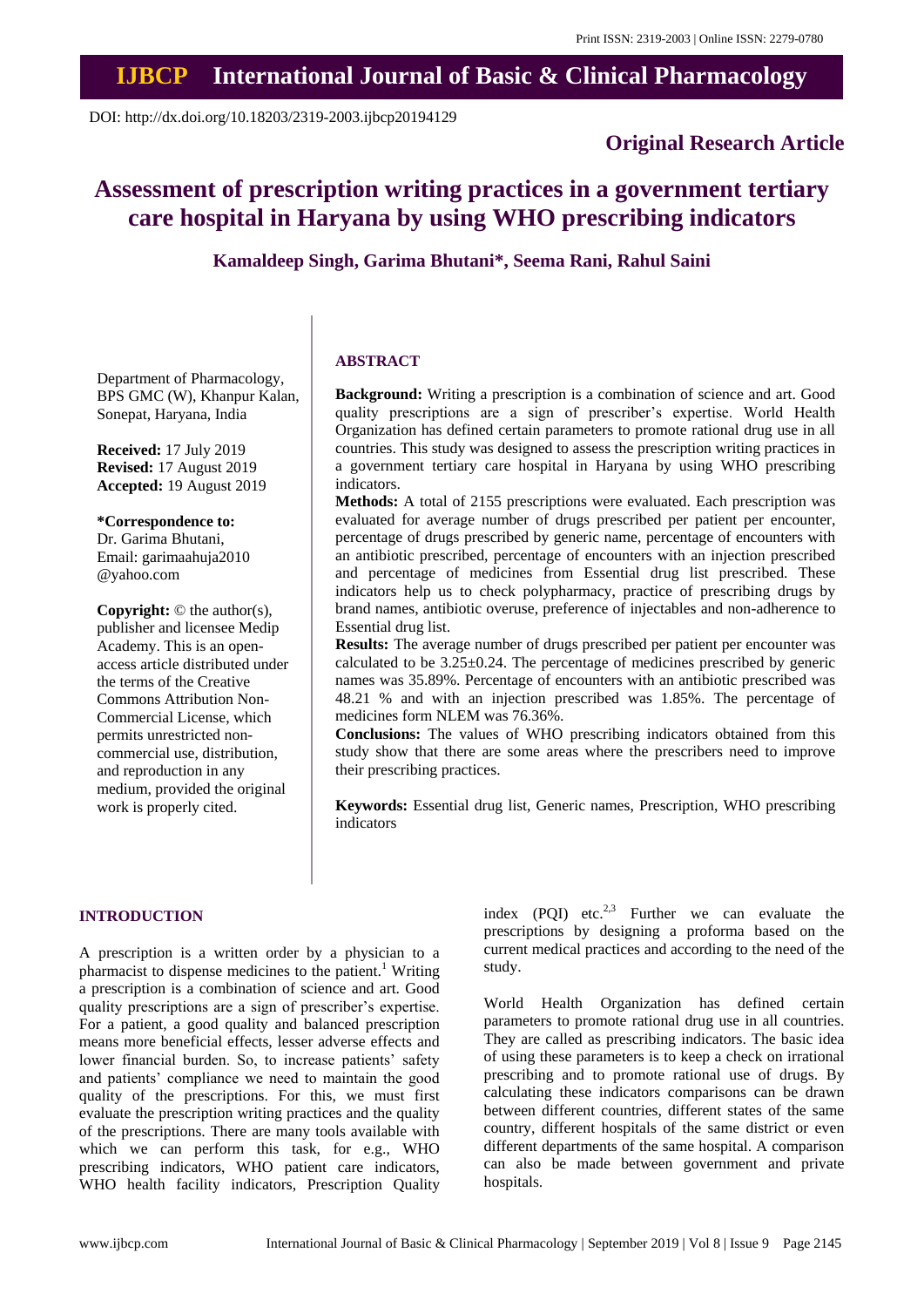Print ISSN: 2319-2003 | Online ISSN: 2279-0780

# IJBCP International Journal of Basic & Clinical Pharmacology

DOI: http://dx.doi.org/10.18203/2319-2003.ijbcp20194129

**Original Research Article**

# Assessment of prescription writing practices in a government tertiary care hospital in Haryana by using WHO prescribing indicators

**Kamaldeep Singh, Garima Bhutani*, Seema Rani, Rahul Saini**

Department of Pharmacology, BPS GMC (W), Khanpur Kalan, Sonepat, Haryana, India

**Received:** 17 July 2019
**Revised:** 17 August 2019
**Accepted:** 19 August 2019

**\*Correspondence to:**
Dr. Garima Bhutani,
Email: garimaahuja2010@yahoo.com

**Copyright:** © the author(s), publisher and licensee Medip Academy. This is an open-access article distributed under the terms of the Creative Commons Attribution Non-Commercial License, which permits unrestricted non-commercial use, distribution, and reproduction in any medium, provided the original work is properly cited.

## ABSTRACT

**Background:** Writing a prescription is a combination of science and art. Good quality prescriptions are a sign of prescriber's expertise. World Health Organization has defined certain parameters to promote rational drug use in all countries. This study was designed to assess the prescription writing practices in a government tertiary care hospital in Haryana by using WHO prescribing indicators.

**Methods:** A total of 2155 prescriptions were evaluated. Each prescription was evaluated for average number of drugs prescribed per patient per encounter, percentage of drugs prescribed by generic name, percentage of encounters with an antibiotic prescribed, percentage of encounters with an injection prescribed and percentage of medicines from Essential drug list prescribed. These indicators help us to check polypharmacy, practice of prescribing drugs by brand names, antibiotic overuse, preference of injectables and non-adherence to Essential drug list.

**Results:** The average number of drugs prescribed per patient per encounter was calculated to be 3.25±0.24. The percentage of medicines prescribed by generic names was 35.89%. Percentage of encounters with an antibiotic prescribed was 48.21 % and with an injection prescribed was 1.85%. The percentage of medicines form NLEM was 76.36%.

**Conclusions:** The values of WHO prescribing indicators obtained from this study show that there are some areas where the prescribers need to improve their prescribing practices.

**Keywords:** Essential drug list, Generic names, Prescription, WHO prescribing indicators

## INTRODUCTION

A prescription is a written order by a physician to a pharmacist to dispense medicines to the patient.[1] Writing a prescription is a combination of science and art. Good quality prescriptions are a sign of prescriber's expertise. For a patient, a good quality and balanced prescription means more beneficial effects, lesser adverse effects and lower financial burden. So, to increase patients' safety and patients' compliance we need to maintain the good quality of the prescriptions. For this, we must first evaluate the prescription writing practices and the quality of the prescriptions. There are many tools available with which we can perform this task, for e.g., WHO prescribing indicators, WHO patient care indicators, WHO health facility indicators, Prescription Quality index (PQI) etc.[2,3] Further we can evaluate the prescriptions by designing a proforma based on the current medical practices and according to the need of the study.

World Health Organization has defined certain parameters to promote rational drug use in all countries. They are called as prescribing indicators. The basic idea of using these parameters is to keep a check on irrational prescribing and to promote rational use of drugs. By calculating these indicators comparisons can be drawn between different countries, different states of the same country, different hospitals of the same district or even different departments of the same hospital. A comparison can also be made between government and private hospitals.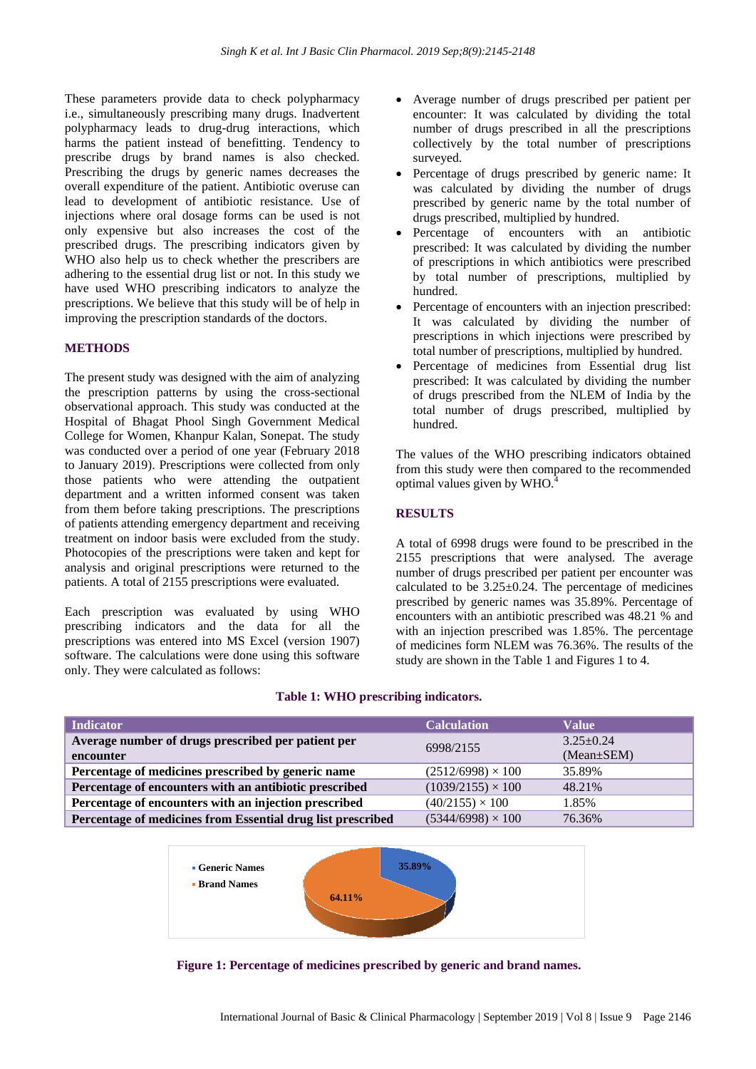These parameters provide data to check polypharmacy i.e., simultaneously prescribing many drugs. Inadvertent polypharmacy leads to drug-drug interactions, which harms the patient instead of benefitting. Tendency to prescribe drugs by brand names is also checked. Prescribing the drugs by generic names decreases the overall expenditure of the patient. Antibiotic overuse can lead to development of antibiotic resistance. Use of injections where oral dosage forms can be used is not only expensive but also increases the cost of the prescribed drugs. The prescribing indicators given by WHO also help us to check whether the prescribers are adhering to the essential drug list or not. In this study we have used WHO prescribing indicators to analyze the prescriptions. We believe that this study will be of help in improving the prescription standards of the doctors.

## METHODS

The present study was designed with the aim of analyzing the prescription patterns by using the cross-sectional observational approach. This study was conducted at the Hospital of Bhagat Phool Singh Government Medical College for Women, Khanpur Kalan, Sonepat. The study was conducted over a period of one year (February 2018 to January 2019). Prescriptions were collected from only those patients who were attending the outpatient department and a written informed consent was taken from them before taking prescriptions. The prescriptions of patients attending emergency department and receiving treatment on indoor basis were excluded from the study. Photocopies of the prescriptions were taken and kept for analysis and original prescriptions were returned to the patients. A total of 2155 prescriptions were evaluated.

Each prescription was evaluated by using WHO prescribing indicators and the data for all the prescriptions was entered into MS Excel (version 1907) software. The calculations were done using this software only. They were calculated as follows:

- Average number of drugs prescribed per patient per encounter: It was calculated by dividing the total number of drugs prescribed in all the prescriptions collectively by the total number of prescriptions surveyed.
- Percentage of drugs prescribed by generic name: It was calculated by dividing the number of drugs prescribed by generic name by the total number of drugs prescribed, multiplied by hundred.
- Percentage of encounters with an antibiotic prescribed: It was calculated by dividing the number of prescriptions in which antibiotics were prescribed by total number of prescriptions, multiplied by hundred.
- Percentage of encounters with an injection prescribed: It was calculated by dividing the number of prescriptions in which injections were prescribed by total number of prescriptions, multiplied by hundred.
- Percentage of medicines from Essential drug list prescribed: It was calculated by dividing the number of drugs prescribed from the NLEM of India by the total number of drugs prescribed, multiplied by hundred.

The values of the WHO prescribing indicators obtained from this study were then compared to the recommended optimal values given by WHO.[4]

## RESULTS

A total of 6998 drugs were found to be prescribed in the 2155 prescriptions that were analysed. The average number of drugs prescribed per patient per encounter was calculated to be 3.25±0.24. The percentage of medicines prescribed by generic names was 35.89%. Percentage of encounters with an antibiotic prescribed was 48.21 % and with an injection prescribed was 1.85%. The percentage of medicines form NLEM was 76.36%. The results of the study are shown in the Table 1 and Figures 1 to 4.

**Table 1: WHO prescribing indicators.**

| Indicator | Calculation | Value |
|---|---|---|
| **Average number of drugs prescribed per patient per encounter** | 6998/2155 | 3.25±0.24 (Mean±SEM) |
| **Percentage of medicines prescribed by generic name** | (2512/6998) × 100 | 35.89% |
| **Percentage of encounters with an antibiotic prescribed** | (1039/2155) × 100 | 48.21% |
| **Percentage of encounters with an injection prescribed** | (40/2155) × 100 | 1.85% |
| **Percentage of medicines from Essential drug list prescribed** | (5344/6998) × 100 | 76.36% |

- Generic Names: 35.89%
- Brand Names: 64.11%

**Figure 1: Percentage of medicines prescribed by generic and brand names.**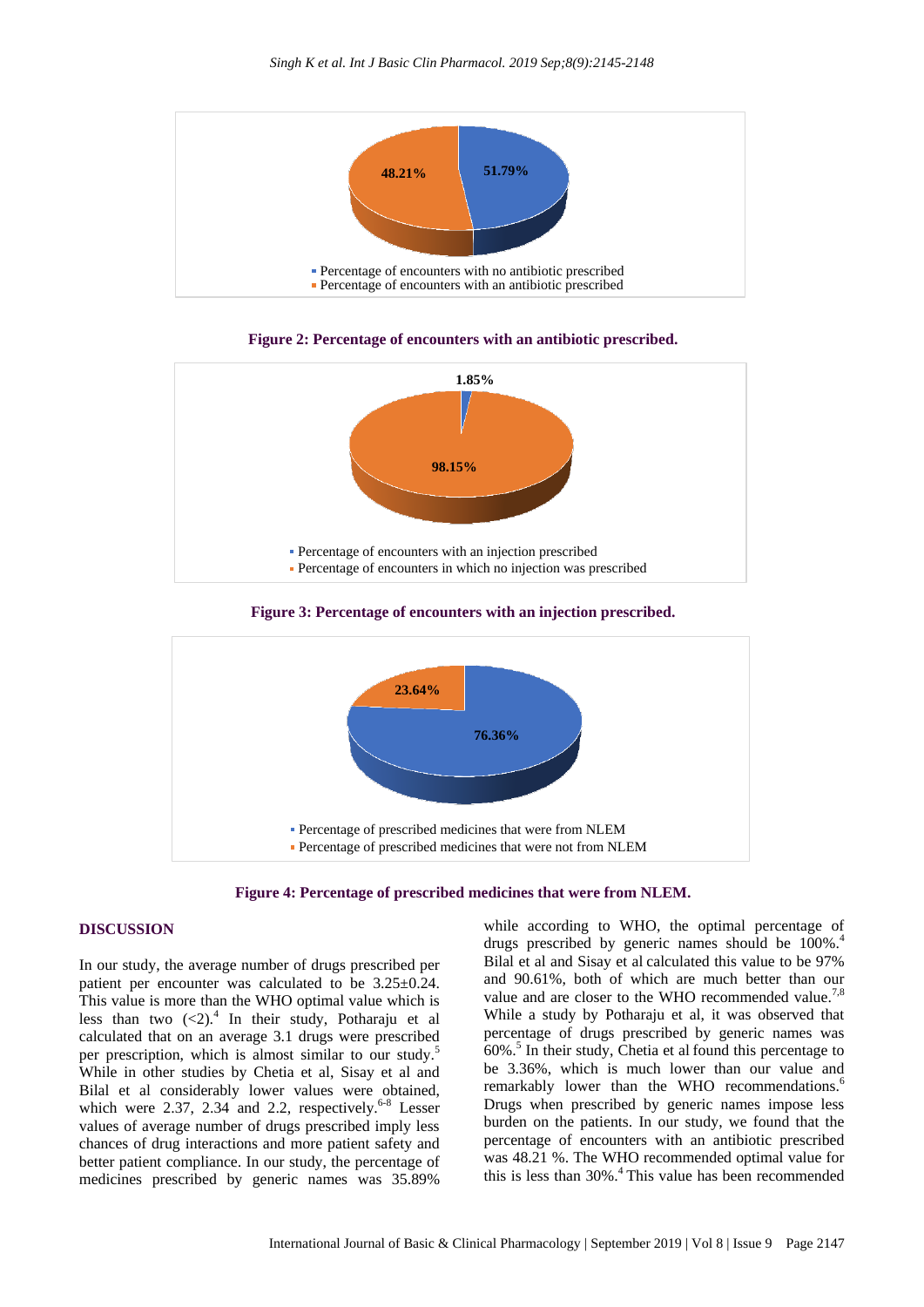Figure 2: Percentage of encounters with an antibiotic prescribed.

Figure 3: Percentage of encounters with an injection prescribed.

Figure 4: Percentage of prescribed medicines that were from NLEM.

## DISCUSSION

In our study, the average number of drugs prescribed per patient per encounter was calculated to be 3.25±0.24. This value is more than the WHO optimal value which is less than two (<2).[4] In their study, Potharaju et al calculated that on an average 3.1 drugs were prescribed per prescription, which is almost similar to our study.[5] While in other studies by Chetia et al, Sisay et al and Bilal et al considerably lower values were obtained, which were 2.37, 2.34 and 2.2, respectively.[6-8] Lesser values of average number of drugs prescribed imply less chances of drug interactions and more patient safety and better patient compliance. In our study, the percentage of medicines prescribed by generic names was 35.89% while according to WHO, the optimal percentage of drugs prescribed by generic names should be 100%.[4] Bilal et al and Sisay et al calculated this value to be 97% and 90.61%, both of which are much better than our value and are closer to the WHO recommended value.[7,8] While a study by Potharaju et al, it was observed that percentage of drugs prescribed by generic names was 60%.[5] In their study, Chetia et al found this percentage to be 3.36%, which is much lower than our value and remarkably lower than the WHO recommendations.[6] Drugs when prescribed by generic names impose less burden on the patients. In our study, we found that the percentage of encounters with an antibiotic prescribed was 48.21 %. The WHO recommended optimal value for this is less than 30%.[4] This value has been recommended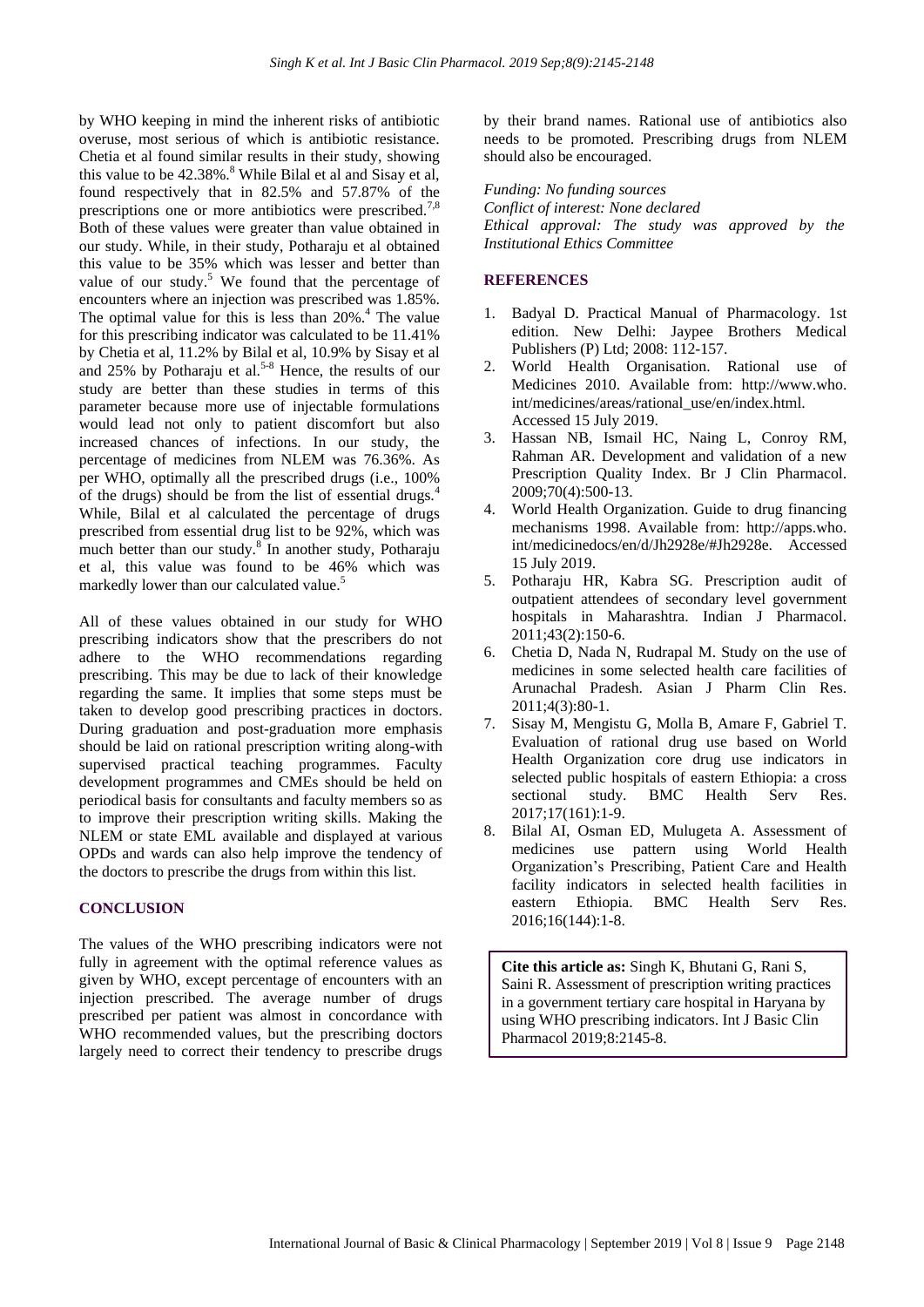by WHO keeping in mind the inherent risks of antibiotic overuse, most serious of which is antibiotic resistance. Chetia et al found similar results in their study, showing this value to be 42.38%.[8] While Bilal et al and Sisay et al, found respectively that in 82.5% and 57.87% of the prescriptions one or more antibiotics were prescribed.[7,8] Both of these values were greater than value obtained in our study. While, in their study, Potharaju et al obtained this value to be 35% which was lesser and better than value of our study.[5] We found that the percentage of encounters where an injection was prescribed was 1.85%. The optimal value for this is less than 20%.[4] The value for this prescribing indicator was calculated to be 11.41% by Chetia et al, 11.2% by Bilal et al, 10.9% by Sisay et al and 25% by Potharaju et al.[5-8] Hence, the results of our study are better than these studies in terms of this parameter because more use of injectable formulations would lead not only to patient discomfort but also increased chances of infections. In our study, the percentage of medicines from NLEM was 76.36%. As per WHO, optimally all the prescribed drugs (i.e., 100% of the drugs) should be from the list of essential drugs.[4] While, Bilal et al calculated the percentage of drugs prescribed from essential drug list to be 92%, which was much better than our study.[8] In another study, Potharaju et al, this value was found to be 46% which was markedly lower than our calculated value.[5]

All of these values obtained in our study for WHO prescribing indicators show that the prescribers do not adhere to the WHO recommendations regarding prescribing. This may be due to lack of their knowledge regarding the same. It implies that some steps must be taken to develop good prescribing practices in doctors. During graduation and post-graduation more emphasis should be laid on rational prescription writing along-with supervised practical teaching programmes. Faculty development programmes and CMEs should be held on periodical basis for consultants and faculty members so as to improve their prescription writing skills. Making the NLEM or state EML available and displayed at various OPDs and wards can also help improve the tendency of the doctors to prescribe the drugs from within this list.

## CONCLUSION

The values of the WHO prescribing indicators were not fully in agreement with the optimal reference values as given by WHO, except percentage of encounters with an injection prescribed. The average number of drugs prescribed per patient was almost in concordance with WHO recommended values, but the prescribing doctors largely need to correct their tendency to prescribe drugs by their brand names. Rational use of antibiotics also needs to be promoted. Prescribing drugs from NLEM should also be encouraged.

*Funding: No funding sources*
*Conflict of interest: None declared*
*Ethical approval: The study was approved by the Institutional Ethics Committee*

## REFERENCES

1. Badyal D. Practical Manual of Pharmacology. 1st edition. New Delhi: Jaypee Brothers Medical Publishers (P) Ltd; 2008: 112-157.
2. World Health Organisation. Rational use of Medicines 2010. Available from: http://www.who.int/medicines/areas/rational_use/en/index.html. Accessed 15 July 2019.
3. Hassan NB, Ismail HC, Naing L, Conroy RM, Rahman AR. Development and validation of a new Prescription Quality Index. Br J Clin Pharmacol. 2009;70(4):500-13.
4. World Health Organization. Guide to drug financing mechanisms 1998. Available from: http://apps.who.int/medicinedocs/en/d/Jh2928e/#Jh2928e. Accessed 15 July 2019.
5. Potharaju HR, Kabra SG. Prescription audit of outpatient attendees of secondary level government hospitals in Maharashtra. Indian J Pharmacol. 2011;43(2):150-6.
6. Chetia D, Nada N, Rudrapal M. Study on the use of medicines in some selected health care facilities of Arunachal Pradesh. Asian J Pharm Clin Res. 2011;4(3):80-1.
7. Sisay M, Mengistu G, Molla B, Amare F, Gabriel T. Evaluation of rational drug use based on World Health Organization core drug use indicators in selected public hospitals of eastern Ethiopia: a cross sectional study. BMC Health Serv Res. 2017;17(161):1-9.
8. Bilal AI, Osman ED, Mulugeta A. Assessment of medicines use pattern using World Health Organization's Prescribing, Patient Care and Health facility indicators in selected health facilities in eastern Ethiopia. BMC Health Serv Res. 2016;16(144):1-8.

**Cite this article as:** Singh K, Bhutani G, Rani S, Saini R. Assessment of prescription writing practices in a government tertiary care hospital in Haryana by using WHO prescribing indicators. Int J Basic Clin Pharmacol 2019;8:2145-8.